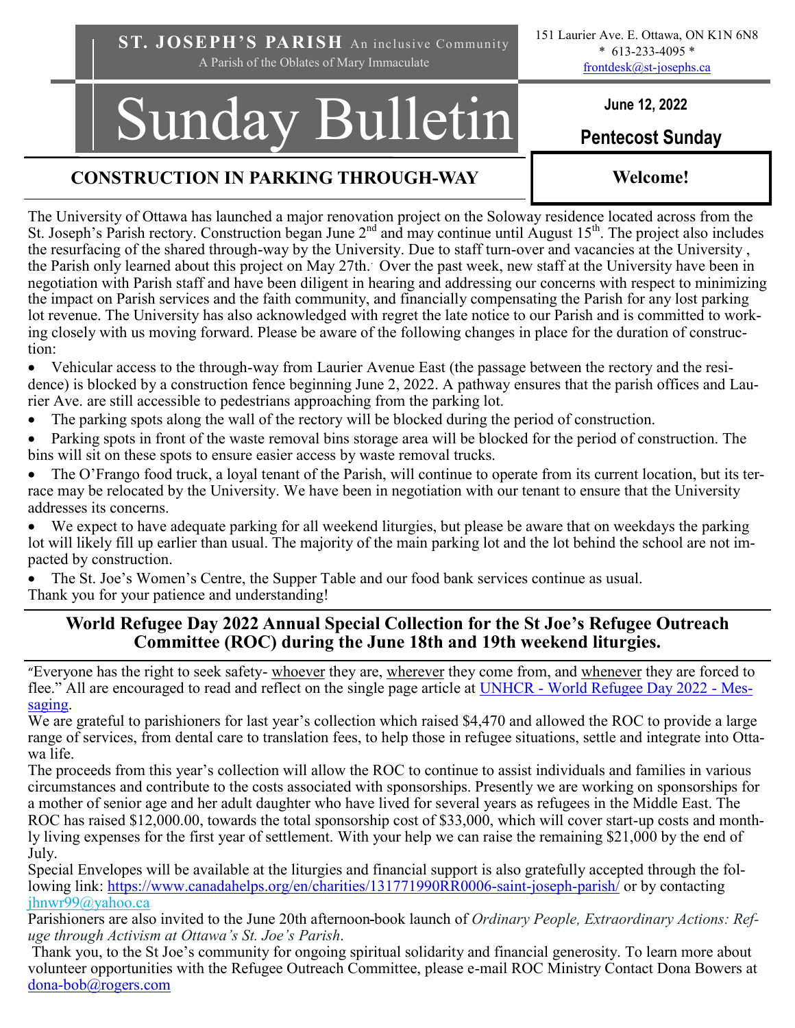**ST. JOSEPH'S PARISH** An inclusive Community

A Parish of the Oblates of Mary Immaculate

151 Laurier Ave. E. Ottawa, ON K1N 6N8
* 613-233-4095 *
frontdesk@st-josephs.ca

# Sunday Bulletin

**June 12, 2022**

**Pentecost Sunday**

**Welcome!**

## CONSTRUCTION IN PARKING THROUGH-WAY

The University of Ottawa has launched a major renovation project on the Soloway residence located across from the St. Joseph's Parish rectory. Construction began June 2nd and may continue until August 15th. The project also includes the resurfacing of the shared through-way by the University. Due to staff turn-over and vacancies at the University , the Parish only learned about this project on May 27th. Over the past week, new staff at the University have been in negotiation with Parish staff and have been diligent in hearing and addressing our concerns with respect to minimizing the impact on Parish services and the faith community, and financially compensating the Parish for any lost parking lot revenue. The University has also acknowledged with regret the late notice to our Parish and is committed to working closely with us moving forward. Please be aware of the following changes in place for the duration of construction:

- Vehicular access to the through-way from Laurier Avenue East (the passage between the rectory and the residence) is blocked by a construction fence beginning June 2, 2022. A pathway ensures that the parish offices and Laurier Ave. are still accessible to pedestrians approaching from the parking lot.
- The parking spots along the wall of the rectory will be blocked during the period of construction.
- Parking spots in front of the waste removal bins storage area will be blocked for the period of construction. The bins will sit on these spots to ensure easier access by waste removal trucks.
- The O'Frango food truck, a loyal tenant of the Parish, will continue to operate from its current location, but its terrace may be relocated by the University. We have been in negotiation with our tenant to ensure that the University addresses its concerns.
- We expect to have adequate parking for all weekend liturgies, but please be aware that on weekdays the parking lot will likely fill up earlier than usual. The majority of the main parking lot and the lot behind the school are not impacted by construction.
- The St. Joe's Women's Centre, the Supper Table and our food bank services continue as usual.

Thank you for your patience and understanding!

## World Refugee Day 2022 Annual Special Collection for the St Joe's Refugee Outreach Committee (ROC) during the June 18th and 19th weekend liturgies.

"Everyone has the right to seek safety- whoever they are, wherever they come from, and whenever they are forced to flee." All are encouraged to read and reflect on the single page article at UNHCR - World Refugee Day 2022 - Messaging.

We are grateful to parishioners for last year's collection which raised $4,470 and allowed the ROC to provide a large range of services, from dental care to translation fees, to help those in refugee situations, settle and integrate into Ottawa life.

The proceeds from this year's collection will allow the ROC to continue to assist individuals and families in various circumstances and contribute to the costs associated with sponsorships. Presently we are working on sponsorships for a mother of senior age and her adult daughter who have lived for several years as refugees in the Middle East. The ROC has raised $12,000.00, towards the total sponsorship cost of $33,000, which will cover start-up costs and monthly living expenses for the first year of settlement. With your help we can raise the remaining $21,000 by the end of July.

Special Envelopes will be available at the liturgies and financial support is also gratefully accepted through the following link: https://www.canadahelps.org/en/charities/131771990RR0006-saint-joseph-parish/ or by contacting jhnwr99@yahoo.ca

Parishioners are also invited to the June 20th afternoon-book launch of *Ordinary People, Extraordinary Actions: Refuge through Activism at Ottawa's St. Joe's Parish*.

Thank you, to the St Joe's community for ongoing spiritual solidarity and financial generosity. To learn more about volunteer opportunities with the Refugee Outreach Committee, please e-mail ROC Ministry Contact Dona Bowers at dona-bob@rogers.com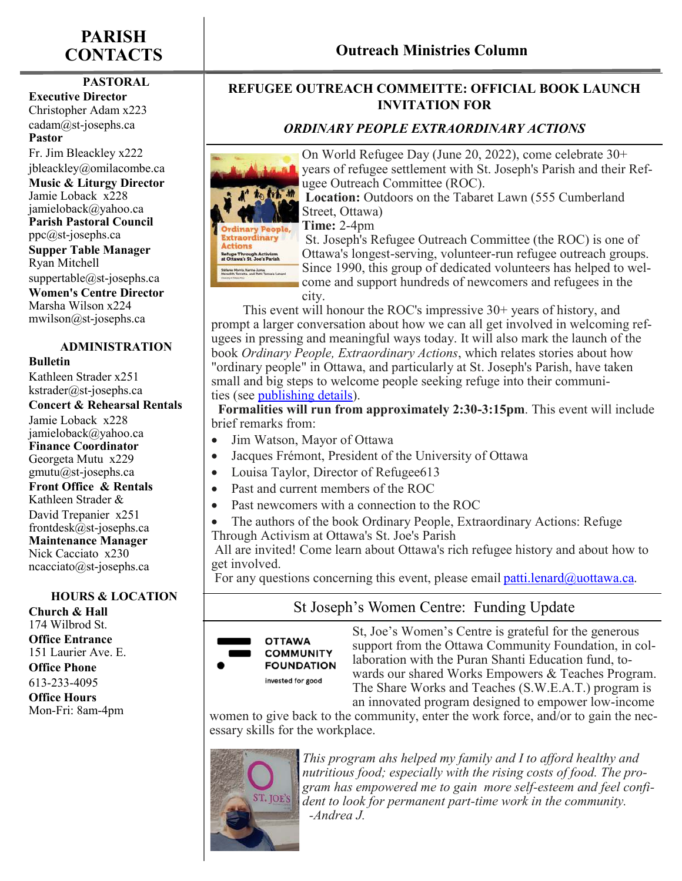# PARISH CONTACTS

## PASTORAL

**Executive Director**
Christopher Adam x223
cadam@st-josephs.ca

**Pastor**
Fr. Jim Bleackley x222
jbleackley@omilacombe.ca

**Music & Liturgy Director**
Jamie Loback x228
jamieloback@yahoo.ca

**Parish Pastoral Council**
ppc@st-josephs.ca

**Supper Table Manager**
Ryan Mitchell
suppertable@st-josephs.ca

**Women's Centre Director**
Marsha Wilson x224
mwilson@st-josephs.ca

## ADMINISTRATION

**Bulletin**
Kathleen Strader x251
kstrader@st-josephs.ca

**Concert & Rehearsal Rentals**
Jamie Loback x228
jamieloback@yahoo.ca

**Finance Coordinator**
Georgeta Mutu x229
gmutu@st-josephs.ca

**Front Office & Rentals**
Kathleen Strader &
David Trepanier x251
frontdesk@st-josephs.ca

**Maintenance Manager**
Nick Cacciato x230
ncacciato@st-josephs.ca

## HOURS & LOCATION

**Church & Hall**
174 Wilbrod St.

**Office Entrance**
151 Laurier Ave. E.

**Office Phone**
613-233-4095

**Office Hours**
Mon-Fri: 8am-4pm

# Outreach Ministries Column

## REFUGEE OUTREACH COMMEITTE: OFFICIAL BOOK LAUNCH INVITATION FOR

### *ORDINARY PEOPLE EXTRAORDINARY ACTIONS*

On World Refugee Day (June 20, 2022), come celebrate 30+ years of refugee settlement with St. Joseph's Parish and their Refugee Outreach Committee (ROC).

**Location:** Outdoors on the Tabaret Lawn (555 Cumberland Street, Ottawa)

**Time:** 2-4pm

St. Joseph's Refugee Outreach Committee (the ROC) is one of Ottawa's longest-serving, volunteer-run refugee outreach groups. Since 1990, this group of dedicated volunteers has helped to welcome and support hundreds of newcomers and refugees in the city.

This event will honour the ROC's impressive 30+ years of history, and prompt a larger conversation about how we can all get involved in welcoming refugees in pressing and meaningful ways today. It will also mark the launch of the book *Ordinary People, Extraordinary Actions*, which relates stories about how "ordinary people" in Ottawa, and particularly at St. Joseph's Parish, have taken small and big steps to welcome people seeking refuge into their communities (see publishing details).

**Formalities will run from approximately 2:30-3:15pm**. This event will include brief remarks from:

- Jim Watson, Mayor of Ottawa
- Jacques Frémont, President of the University of Ottawa
- Louisa Taylor, Director of Refugee613
- Past and current members of the ROC
- Past newcomers with a connection to the ROC
- The authors of the book Ordinary People, Extraordinary Actions: Refuge Through Activism at Ottawa's St. Joe's Parish

All are invited! Come learn about Ottawa's rich refugee history and about how to get involved.

For any questions concerning this event, please email patti.lenard@uottawa.ca.

## St Joseph's Women Centre: Funding Update

St, Joe's Women's Centre is grateful for the generous support from the Ottawa Community Foundation, in collaboration with the Puran Shanti Education fund, towards our shared Works Empowers & Teaches Program. The Share Works and Teaches (S.W.E.A.T.) program is an innovated program designed to empower low-income women to give back to the community, enter the work force, and/or to gain the necessary skills for the workplace.

*This program ahs helped my family and I to afford healthy and nutritious food; especially with the rising costs of food. The program has empowered me to gain more self-esteem and feel confident to look for permanent part-time work in the community.*
*-Andrea J.*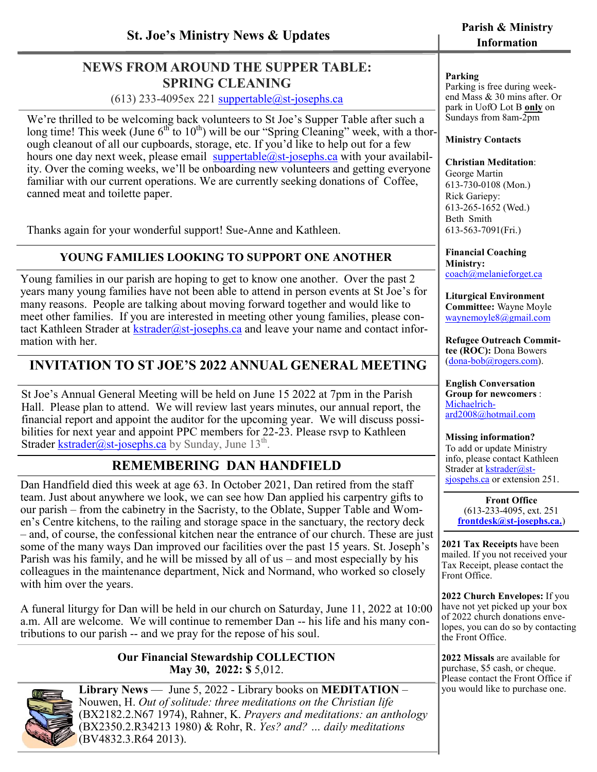# St. Joe's Ministry News & Updates

## NEWS FROM AROUND THE SUPPER TABLE: SPRING CLEANING

(613) 233-4095ex 221 suppertable@st-josephs.ca

We're thrilled to be welcoming back volunteers to St Joe's Supper Table after such a long time! This week (June 6th to 10th) will be our "Spring Cleaning" week, with a thorough cleanout of all our cupboards, storage, etc. If you'd like to help out for a few hours one day next week, please email suppertable@st-josephs.ca with your availability. Over the coming weeks, we'll be onboarding new volunteers and getting everyone familiar with our current operations. We are currently seeking donations of Coffee, canned meat and toilette paper.

Thanks again for your wonderful support! Sue-Anne and Kathleen.

## YOUNG FAMILIES LOOKING TO SUPPORT ONE ANOTHER

Young families in our parish are hoping to get to know one another. Over the past 2 years many young families have not been able to attend in person events at St Joe's for many reasons. People are talking about moving forward together and would like to meet other families. If you are interested in meeting other young families, please contact Kathleen Strader at kstrader@st-josephs.ca and leave your name and contact information with her.

## INVITATION TO ST JOE'S 2022 ANNUAL GENERAL MEETING

St Joe's Annual General Meeting will be held on June 15 2022 at 7pm in the Parish Hall. Please plan to attend. We will review last years minutes, our annual report, the financial report and appoint the auditor for the upcoming year. We will discuss possibilities for next year and appoint PPC members for 22-23. Please rsvp to Kathleen Strader kstrader@st-josephs.ca by Sunday, June 13th.

## REMEMBERING DAN HANDFIELD

Dan Handfield died this week at age 63. In October 2021, Dan retired from the staff team. Just about anywhere we look, we can see how Dan applied his carpentry gifts to our parish – from the cabinetry in the Sacristy, to the Oblate, Supper Table and Women's Centre kitchens, to the railing and storage space in the sanctuary, the rectory deck – and, of course, the confessional kitchen near the entrance of our church. These are just some of the many ways Dan improved our facilities over the past 15 years. St. Joseph's Parish was his family, and he will be missed by all of us – and most especially by his colleagues in the maintenance department, Nick and Normand, who worked so closely with him over the years.

A funeral liturgy for Dan will be held in our church on Saturday, June 11, 2022 at 10:00 a.m. All are welcome. We will continue to remember Dan -- his life and his many contributions to our parish -- and we pray for the repose of his soul.

**Our Financial Stewardship COLLECTION**
**May 30, 2022: $** 5,012.

**Library News** — June 5, 2022 - Library books on **MEDITATION** – Nouwen, H. *Out of solitude: three meditations on the Christian life* (BX2182.2.N67 1974), Rahner, K. *Prayers and meditations: an anthology* (BX2350.2.R34213 1980) & Rohr, R. *Yes? and? … daily meditations* (BV4832.3.R64 2013).

# Parish & Ministry Information

**Parking**
Parking is free during weekend Mass & 30 mins after. Or park in UofO Lot B **only** on Sundays from 8am-2pm

**Ministry Contacts**

**Christian Meditation**:
George Martin
613-730-0108 (Mon.)
Rick Gariepy:
613-265-1652 (Wed.)
Beth Smith
613-563-7091(Fri.)

**Financial Coaching Ministry:**
coach@melanieforget.ca

**Liturgical Environment Committee:** Wayne Moyle
waynemoyle8@gmail.com

**Refugee Outreach Committee (ROC):** Dona Bowers (dona-bob@rogers.com).

**English Conversation Group for newcomers** :
Michaelrichard2008@hotmail.com

**Missing information?**
To add or update Ministry info, please contact Kathleen Strader at kstrader@st-sjospehs.ca or extension 251.

**Front Office**
(613-233-4095, ext. 251
**frontdesk@st-josephs.ca.**)

**2021 Tax Receipts** have been mailed. If you not received your Tax Receipt, please contact the Front Office.

**2022 Church Envelopes:** If you have not yet picked up your box of 2022 church donations envelopes, you can do so by contacting the Front Office.

**2022 Missals** are available for purchase, $5 cash, or cheque. Please contact the Front Office if you would like to purchase one.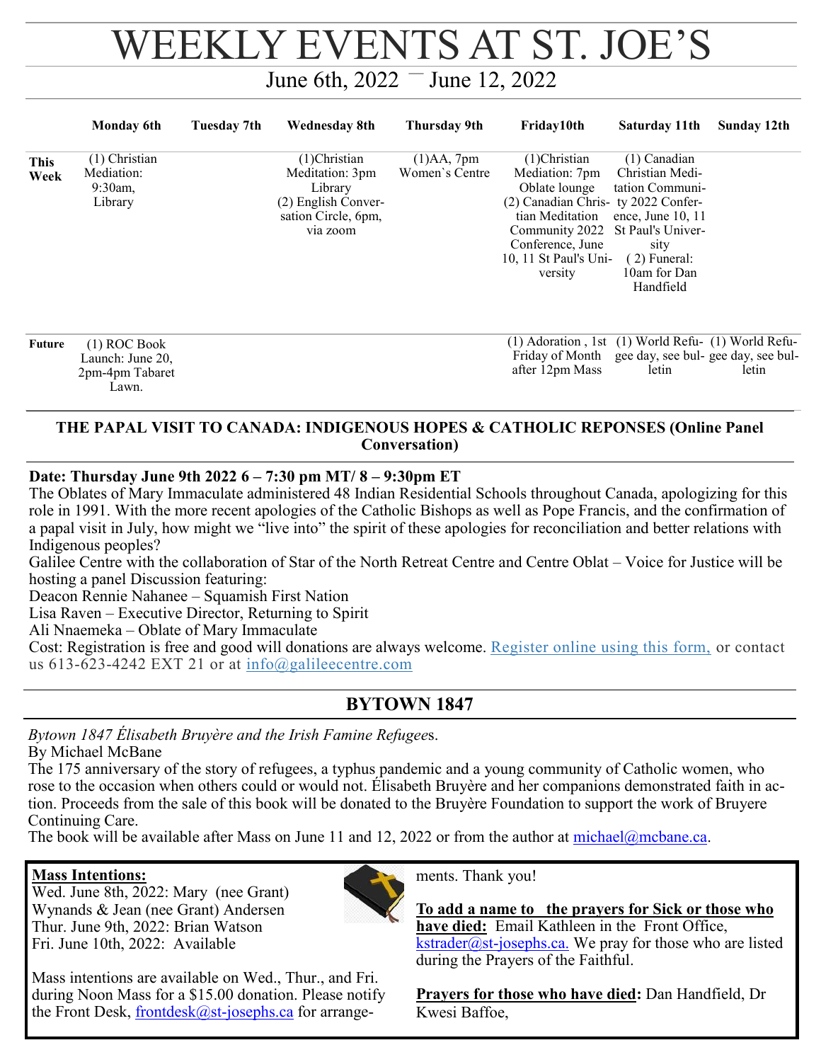# WEEKLY EVENTS AT ST. JOE'S

June 6th, 2022 ¯ June 12, 2022

| | Monday 6th | Tuesday 7th | Wednesday 8th | Thursday 9th | Friday10th | Saturday 11th | Sunday 12th |
|---|---|---|---|---|---|---|---|
| **This Week** | (1) Christian Mediation: 9:30am, Library | | (1)Christian Meditation: 3pm Library (2) English Conversation Circle, 6pm, via zoom | (1)AA, 7pm Women`s Centre | (1)Christian Mediation: 7pm Oblate lounge (2) Canadian Christian Meditation Community 2022 Conference, June 10, 11 St Paul's University | (1) Canadian Christian Meditation Community 2022 Conference, June 10, 11 St Paul's University ( 2) Funeral: 10am for Dan Handfield | |
| **Future** | (1) ROC Book Launch: June 20, 2pm-4pm Tabaret Lawn. | | | | (1) Adoration , 1st Friday of Month after 12pm Mass | (1) World Refugee day, see bulletin | (1) World Refugee day, see bulletin |

## THE PAPAL VISIT TO CANADA: INDIGENOUS HOPES & CATHOLIC REPONSES (Online Panel Conversation)

**Date: Thursday June 9th 2022 6 – 7:30 pm MT/ 8 – 9:30pm ET**

The Oblates of Mary Immaculate administered 48 Indian Residential Schools throughout Canada, apologizing for this role in 1991. With the more recent apologies of the Catholic Bishops as well as Pope Francis, and the confirmation of a papal visit in July, how might we "live into" the spirit of these apologies for reconciliation and better relations with Indigenous peoples?

Galilee Centre with the collaboration of Star of the North Retreat Centre and Centre Oblat – Voice for Justice will be hosting a panel Discussion featuring:

Deacon Rennie Nahanee – Squamish First Nation
Lisa Raven – Executive Director, Returning to Spirit
Ali Nnaemeka – Oblate of Mary Immaculate

Cost: Registration is free and good will donations are always welcome. Register online using this form, or contact us 613-623-4242 EXT 21 or at info@galileecentre.com

## BYTOWN 1847

*Bytown 1847 Élisabeth Bruyère and the Irish Famine Refugee*s.
By Michael McBane

The 175 anniversary of the story of refugees, a typhus pandemic and a young community of Catholic women, who rose to the occasion when others could or would not. Élisabeth Bruyère and her companions demonstrated faith in action. Proceeds from the sale of this book will be donated to the Bruyère Foundation to support the work of Bruyere Continuing Care.

The book will be available after Mass on June 11 and 12, 2022 or from the author at michael@mcbane.ca.

**Mass Intentions:**
Wed. June 8th, 2022: Mary (nee Grant) Wynands & Jean (nee Grant) Andersen
Thur. June 9th, 2022: Brian Watson
Fri. June 10th, 2022: Available

Mass intentions are available on Wed., Thur., and Fri. during Noon Mass for a $15.00 donation. Please notify the Front Desk, frontdesk@st-josephs.ca for arrangements. Thank you!

**To add a name to the prayers for Sick or those who have died:** Email Kathleen in the Front Office, kstrader@st-josephs.ca. We pray for those who are listed during the Prayers of the Faithful.

**Prayers for those who have died:** Dan Handfield, Dr Kwesi Baffoe,